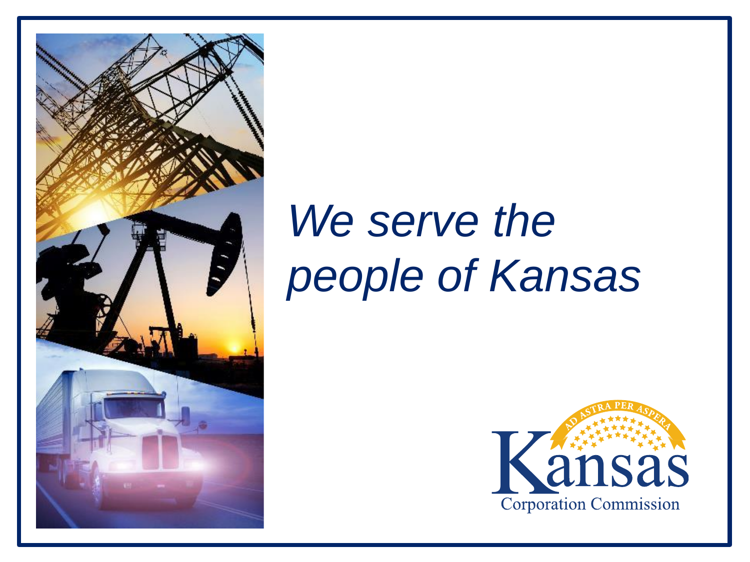*We serve the people of Kansas*

Kansas Corporation Commission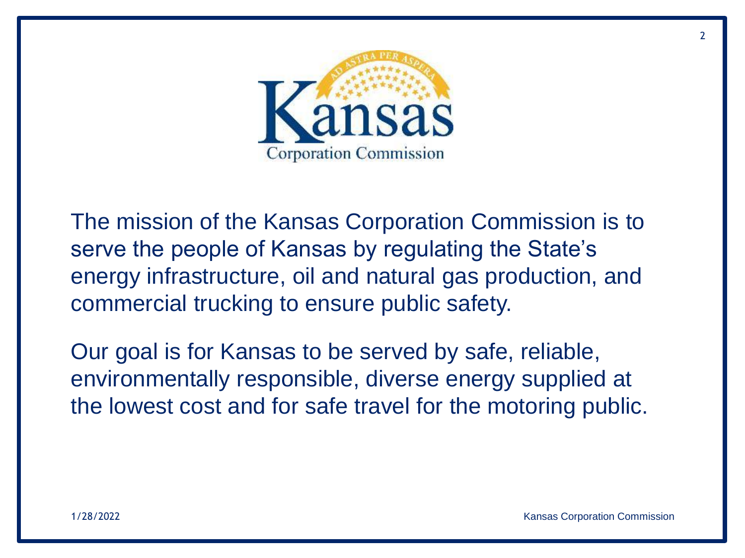The mission of the Kansas Corporation Commission is to serve the people of Kansas by regulating the State's energy infrastructure, oil and natural gas production, and commercial trucking to ensure public safety.

Our goal is for Kansas to be served by safe, reliable, environmentally responsible, diverse energy supplied at the lowest cost and for safe travel for the motoring public.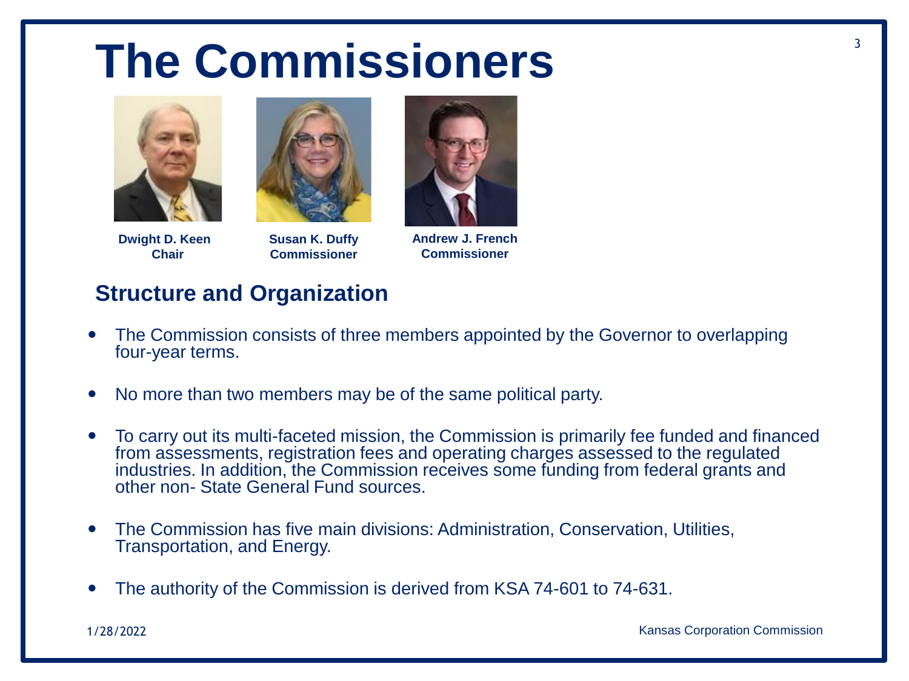# The Commissioners

**Dwight D. Keen**
**Chair**

**Susan K. Duffy**
**Commissioner**

**Andrew J. French**
**Commissioner**

## Structure and Organization

- The Commission consists of three members appointed by the Governor to overlapping four-year terms.
- No more than two members may be of the same political party.
- To carry out its multi-faceted mission, the Commission is primarily fee funded and financed from assessments, registration fees and operating charges assessed to the regulated industries. In addition, the Commission receives some funding from federal grants and other non- State General Fund sources.
- The Commission has five main divisions: Administration, Conservation, Utilities, Transportation, and Energy.
- The authority of the Commission is derived from KSA 74-601 to 74-631.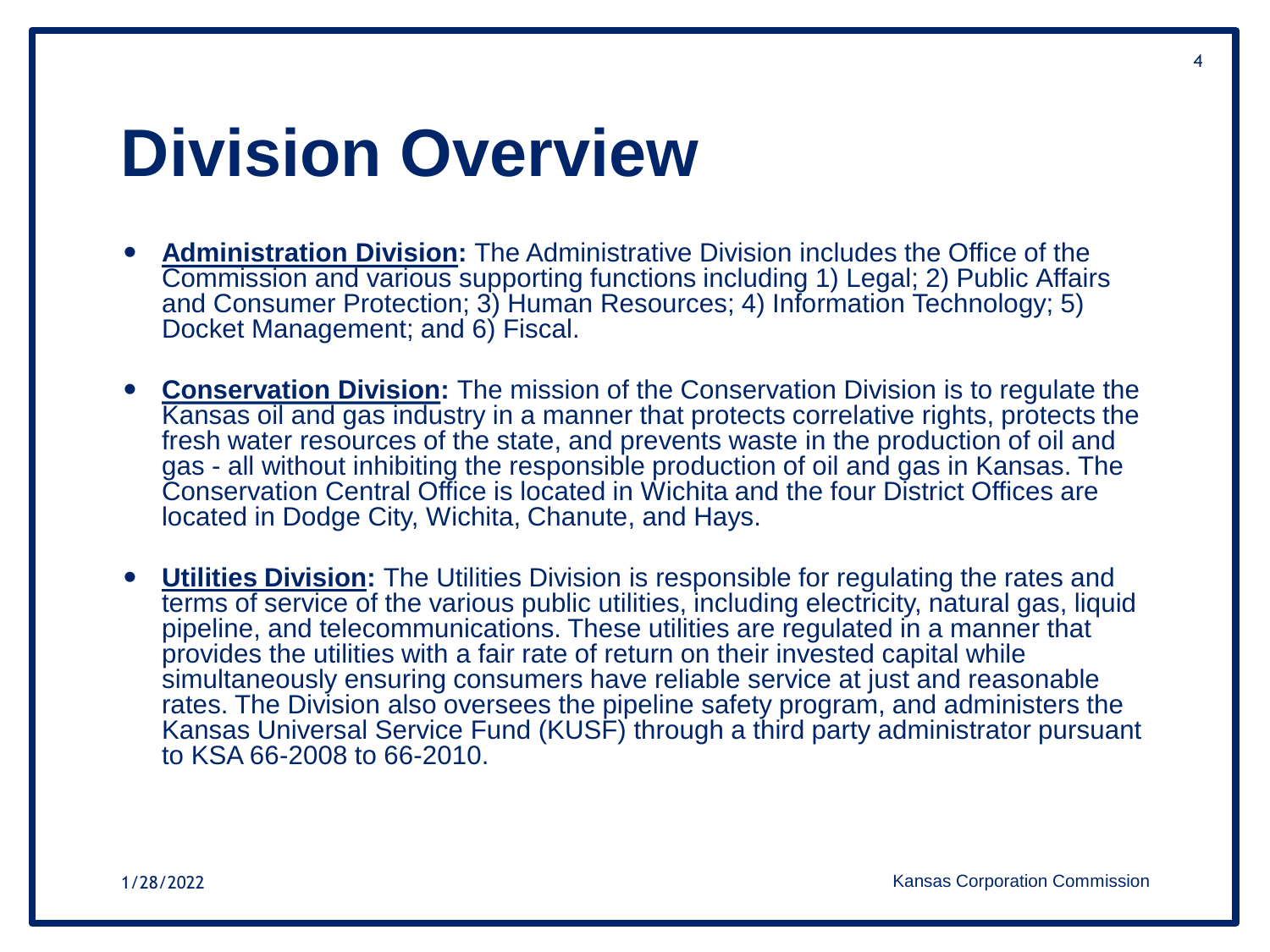# Division Overview

- **Administration Division:** The Administrative Division includes the Office of the Commission and various supporting functions including 1) Legal; 2) Public Affairs and Consumer Protection; 3) Human Resources; 4) Information Technology; 5) Docket Management; and 6) Fiscal.

- **Conservation Division:** The mission of the Conservation Division is to regulate the Kansas oil and gas industry in a manner that protects correlative rights, protects the fresh water resources of the state, and prevents waste in the production of oil and gas - all without inhibiting the responsible production of oil and gas in Kansas. The Conservation Central Office is located in Wichita and the four District Offices are located in Dodge City, Wichita, Chanute, and Hays.

- **Utilities Division:** The Utilities Division is responsible for regulating the rates and terms of service of the various public utilities, including electricity, natural gas, liquid pipeline, and telecommunications. These utilities are regulated in a manner that provides the utilities with a fair rate of return on their invested capital while simultaneously ensuring consumers have reliable service at just and reasonable rates. The Division also oversees the pipeline safety program, and administers the Kansas Universal Service Fund (KUSF) through a third party administrator pursuant to KSA 66-2008 to 66-2010.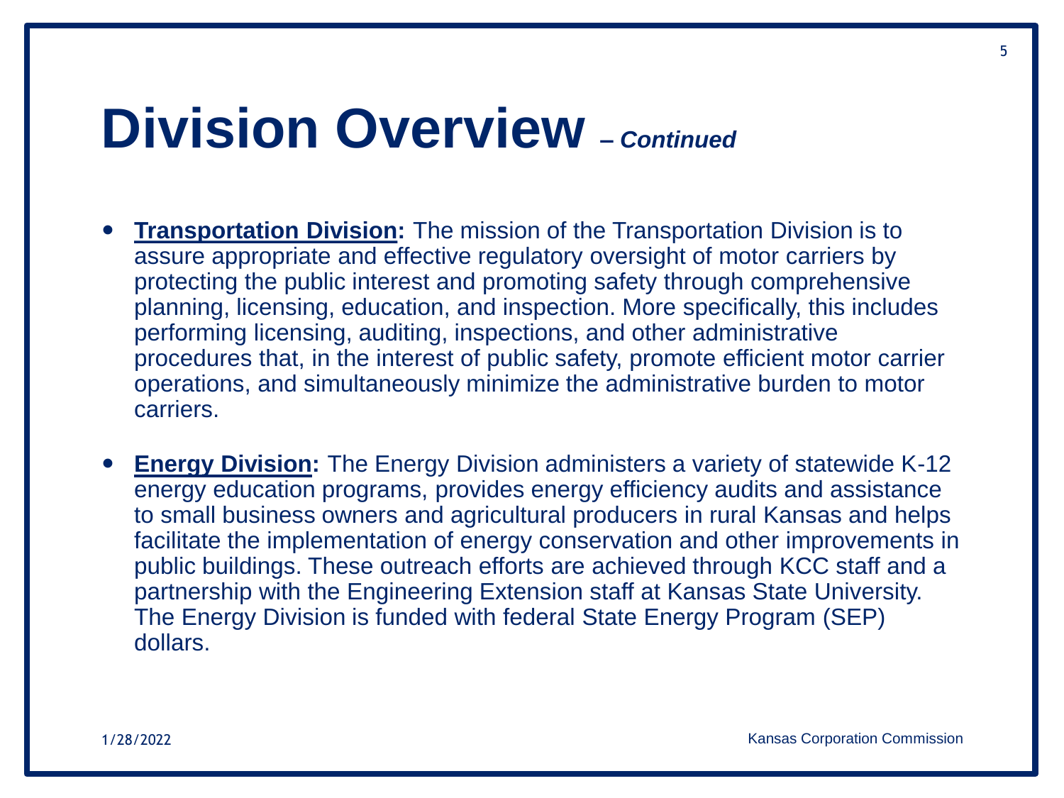# Division Overview *– Continued*

- **Transportation Division:** The mission of the Transportation Division is to assure appropriate and effective regulatory oversight of motor carriers by protecting the public interest and promoting safety through comprehensive planning, licensing, education, and inspection. More specifically, this includes performing licensing, auditing, inspections, and other administrative procedures that, in the interest of public safety, promote efficient motor carrier operations, and simultaneously minimize the administrative burden to motor carriers.

- **Energy Division:** The Energy Division administers a variety of statewide K-12 energy education programs, provides energy efficiency audits and assistance to small business owners and agricultural producers in rural Kansas and helps facilitate the implementation of energy conservation and other improvements in public buildings. These outreach efforts are achieved through KCC staff and a partnership with the Engineering Extension staff at Kansas State University. The Energy Division is funded with federal State Energy Program (SEP) dollars.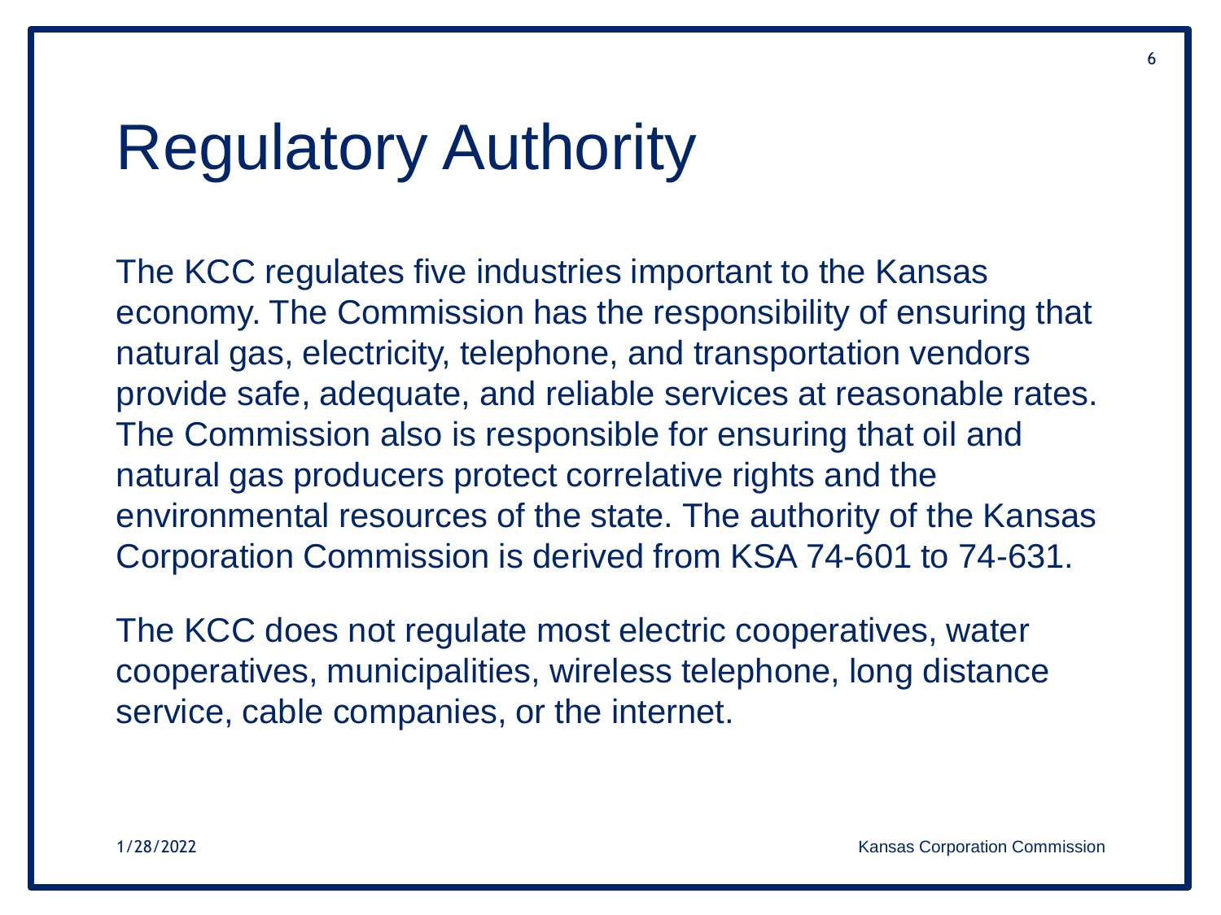# Regulatory Authority

The KCC regulates five industries important to the Kansas economy. The Commission has the responsibility of ensuring that natural gas, electricity, telephone, and transportation vendors provide safe, adequate, and reliable services at reasonable rates. The Commission also is responsible for ensuring that oil and natural gas producers protect correlative rights and the environmental resources of the state. The authority of the Kansas Corporation Commission is derived from KSA 74-601 to 74-631.

The KCC does not regulate most electric cooperatives, water cooperatives, municipalities, wireless telephone, long distance service, cable companies, or the internet.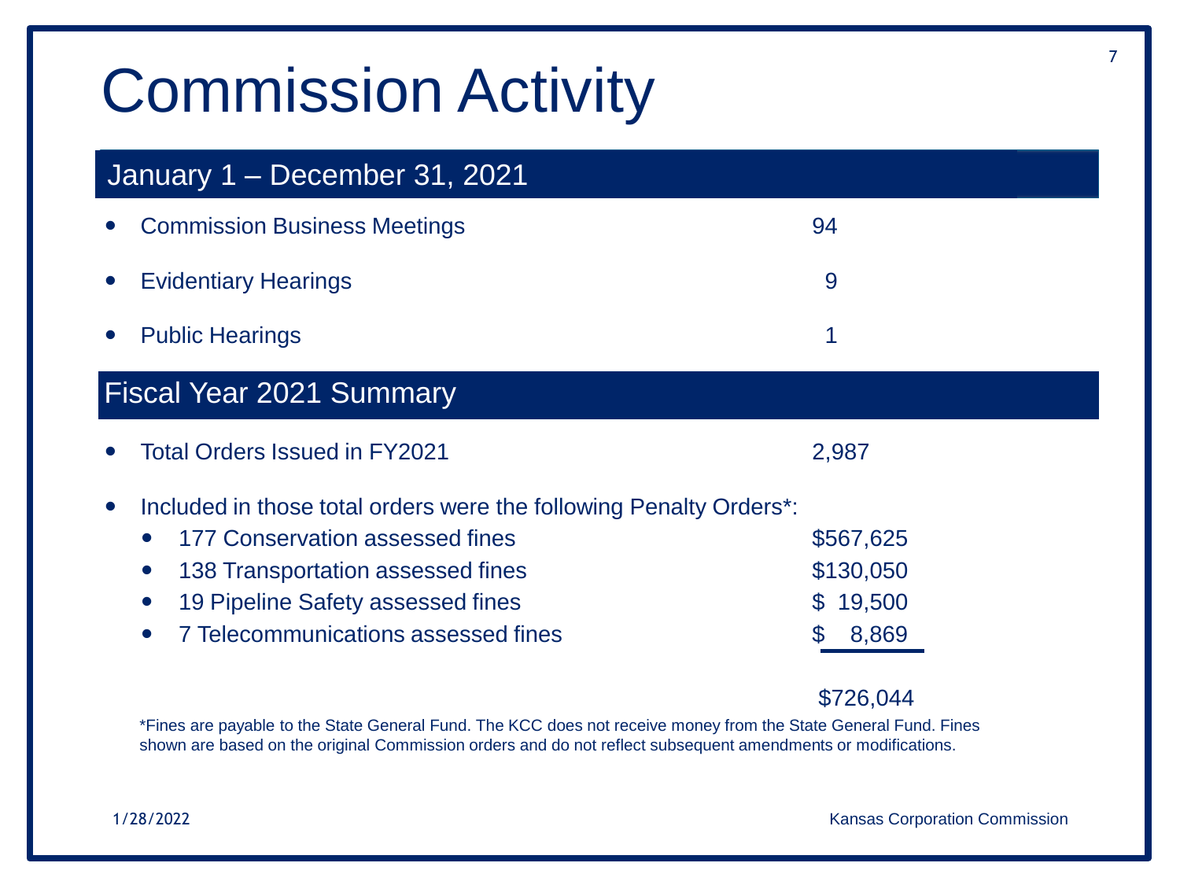# Commission Activity

## January 1 – December 31, 2021

| | |
|---|---|
| Commission Business Meetings | 94 |
| Evidentiary Hearings | 9 |
| Public Hearings | 1 |

## Fiscal Year 2021 Summary

- Total Orders Issued in FY2021 — 2,987
- Included in those total orders were the following Penalty Orders*:

| | |
|---|---|
| 177 Conservation assessed fines | $567,625 |
| 138 Transportation assessed fines | $130,050 |
| 19 Pipeline Safety assessed fines | $ 19,500 |
| 7 Telecommunications assessed fines | $ 8,869 |
| | $726,044 |

*Fines are payable to the State General Fund. The KCC does not receive money from the State General Fund. Fines shown are based on the original Commission orders and do not reflect subsequent amendments or modifications.

1/28/2022

Kansas Corporation Commission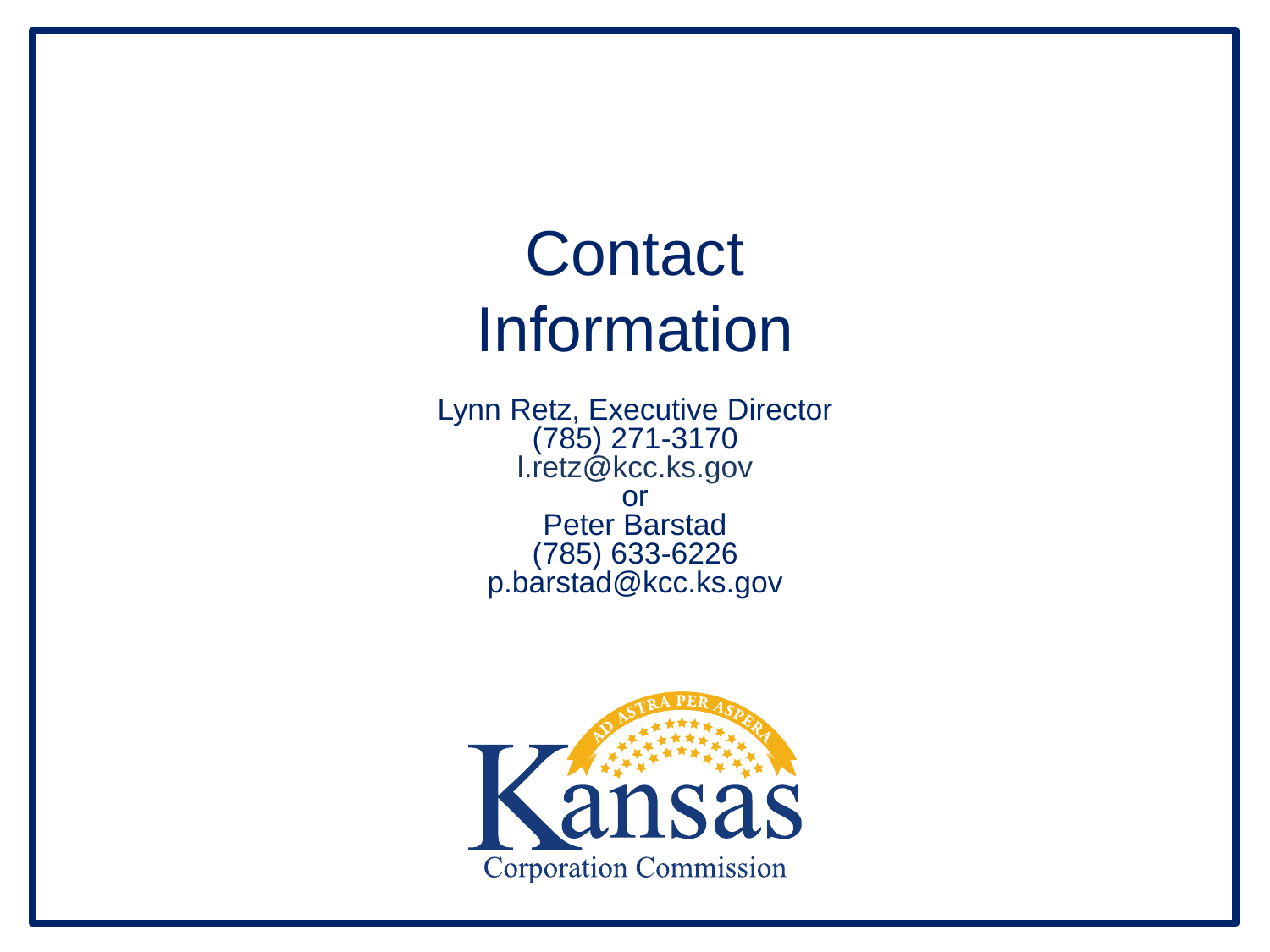# Contact Information

Lynn Retz, Executive Director
(785) 271-3170
l.retz@kcc.ks.gov
or
Peter Barstad
(785) 633-6226
p.barstad@kcc.ks.gov

AD ASTRA PER ASPERA
Kansas
Corporation Commission